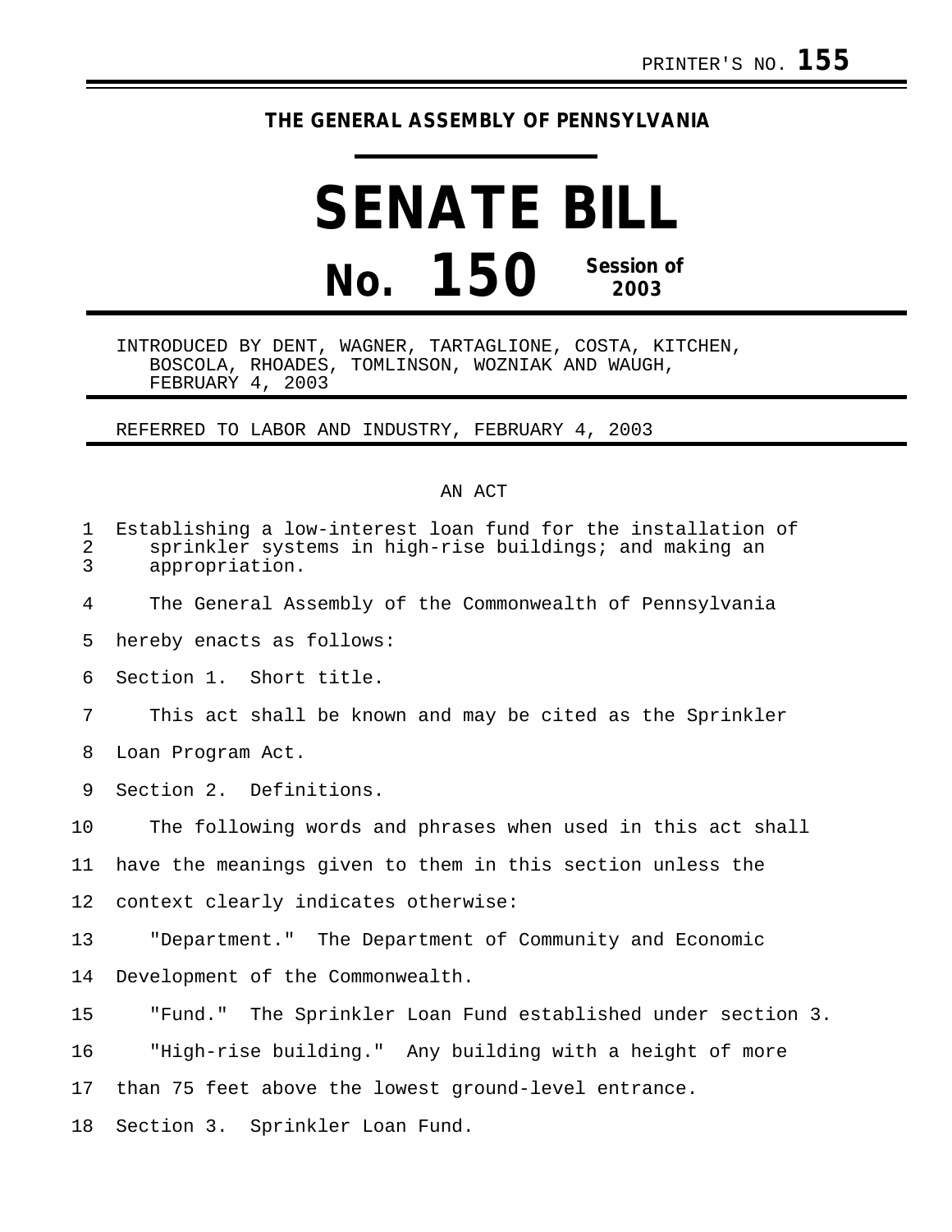PRINTER'S NO. **155**

**THE GENERAL ASSEMBLY OF PENNSYLVANIA**

# SENATE BILL

# No. 150

**Session of 2003**

INTRODUCED BY DENT, WAGNER, TARTAGLIONE, COSTA, KITCHEN, BOSCOLA, RHOADES, TOMLINSON, WOZNIAK AND WAUGH, FEBRUARY 4, 2003

REFERRED TO LABOR AND INDUSTRY, FEBRUARY 4, 2003

AN ACT

Establishing a low-interest loan fund for the installation of sprinkler systems in high-rise buildings; and making an appropriation.

The General Assembly of the Commonwealth of Pennsylvania hereby enacts as follows:

Section 1. Short title.

This act shall be known and may be cited as the Sprinkler Loan Program Act.

Section 2. Definitions.

The following words and phrases when used in this act shall have the meanings given to them in this section unless the context clearly indicates otherwise:

"Department." The Department of Community and Economic Development of the Commonwealth.

"Fund." The Sprinkler Loan Fund established under section 3.

"High-rise building." Any building with a height of more than 75 feet above the lowest ground-level entrance.

Section 3. Sprinkler Loan Fund.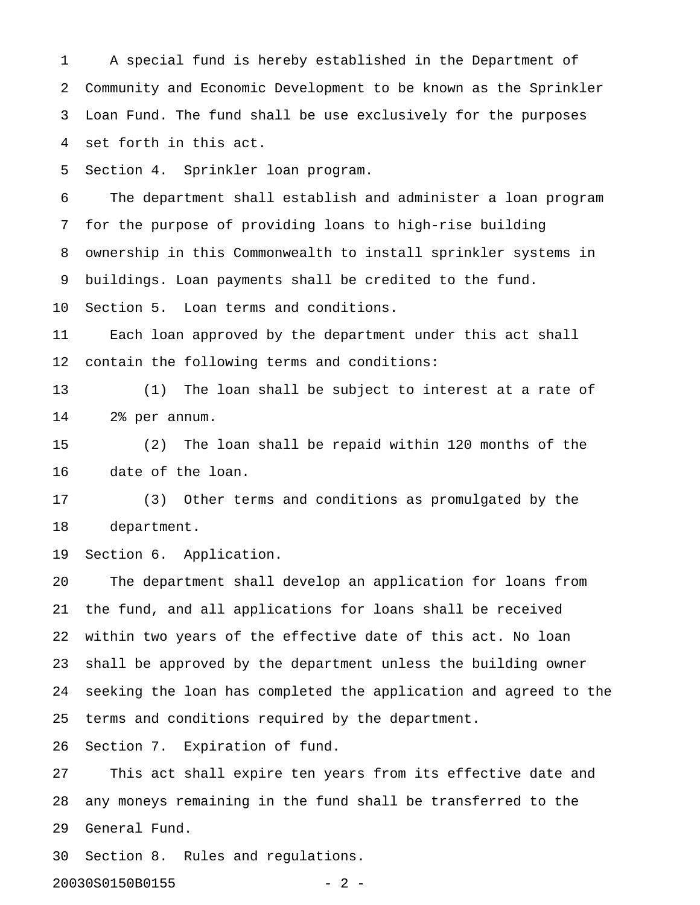A special fund is hereby established in the Department of Community and Economic Development to be known as the Sprinkler Loan Fund. The fund shall be use exclusively for the purposes set forth in this act.

Section 4. Sprinkler loan program.

The department shall establish and administer a loan program for the purpose of providing loans to high-rise building ownership in this Commonwealth to install sprinkler systems in buildings. Loan payments shall be credited to the fund.

Section 5. Loan terms and conditions.

Each loan approved by the department under this act shall contain the following terms and conditions:

(1) The loan shall be subject to interest at a rate of 2% per annum.

(2) The loan shall be repaid within 120 months of the date of the loan.

(3) Other terms and conditions as promulgated by the department.

Section 6. Application.

The department shall develop an application for loans from the fund, and all applications for loans shall be received within two years of the effective date of this act. No loan shall be approved by the department unless the building owner seeking the loan has completed the application and agreed to the terms and conditions required by the department.

Section 7. Expiration of fund.

This act shall expire ten years from its effective date and any moneys remaining in the fund shall be transferred to the General Fund.

Section 8. Rules and regulations.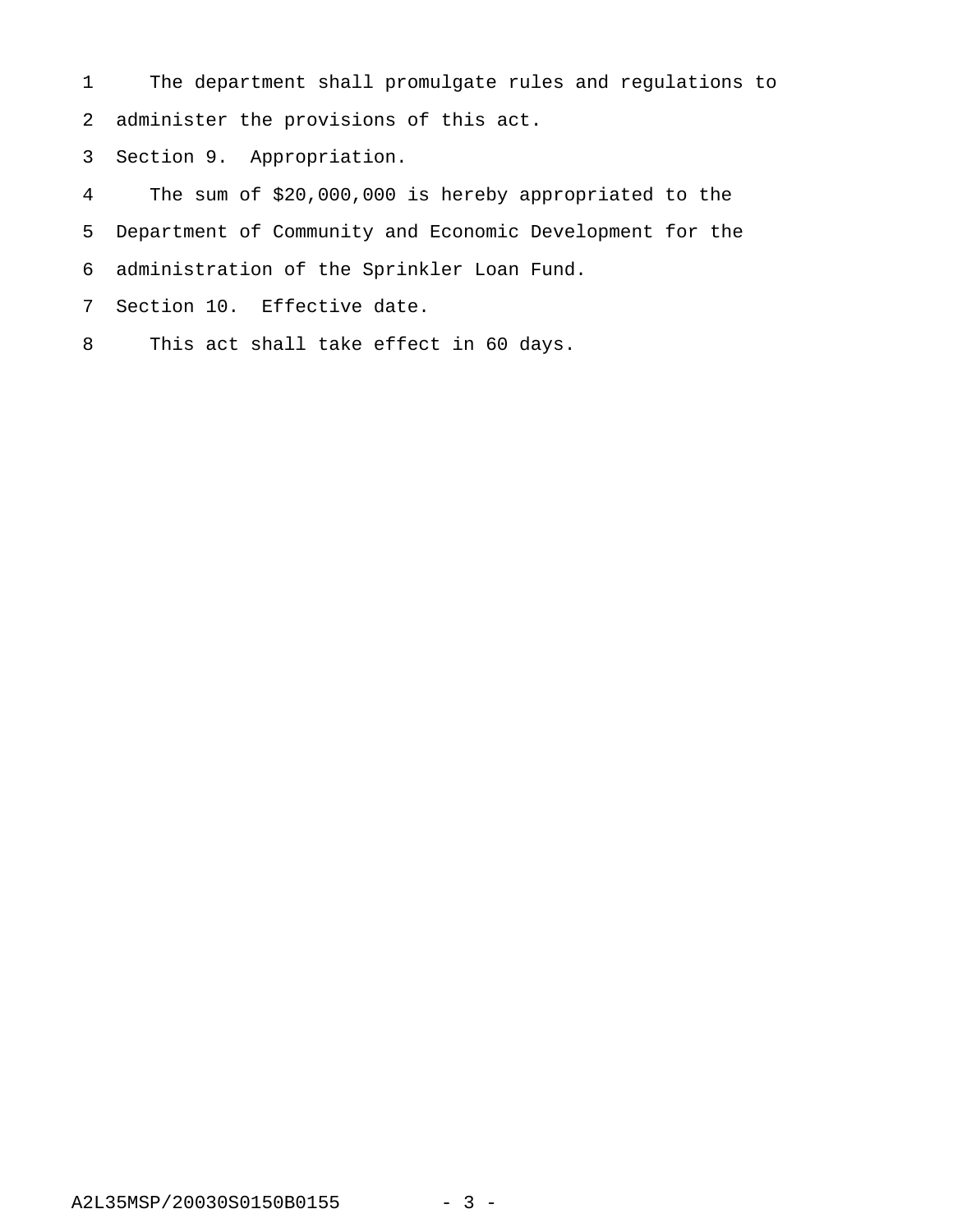The department shall promulgate rules and regulations to administer the provisions of this act.

Section 9. Appropriation.

The sum of $20,000,000 is hereby appropriated to the Department of Community and Economic Development for the administration of the Sprinkler Loan Fund.

Section 10. Effective date.

This act shall take effect in 60 days.